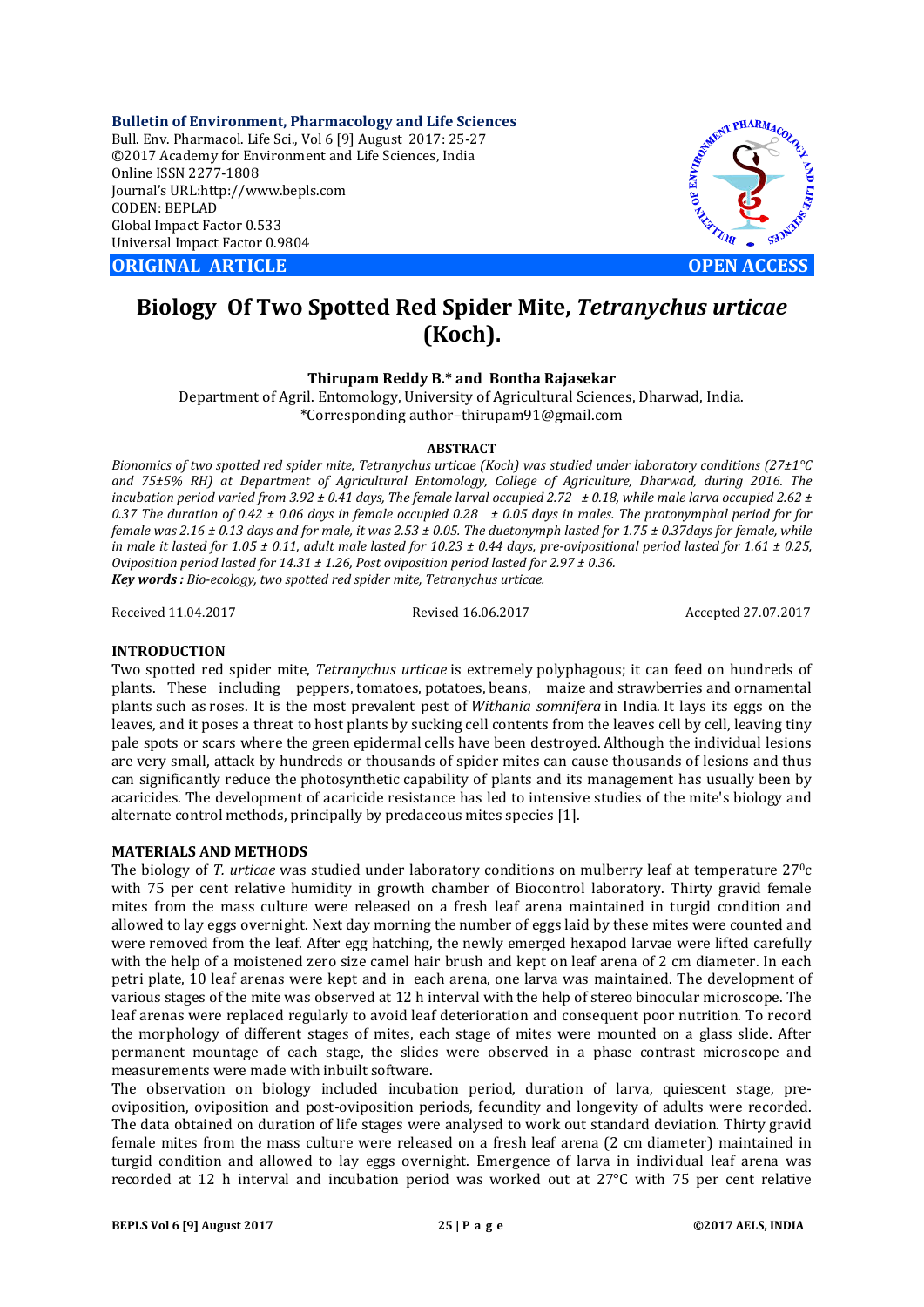**Bulletin of Environment, Pharmacology and Life Sciences**
Bull. Env. Pharmacol. Life Sci., Vol 6 [9] August 2017: 25-27
©2017 Academy for Environment and Life Sciences, India
Online ISSN 2277-1808
Journal's URL:http://www.bepls.com
CODEN: BEPLAD
Global Impact Factor 0.533
Universal Impact Factor 0.9804

**ORIGINAL ARTICLE** **OPEN ACCESS**

# Biology Of Two Spotted Red Spider Mite, *Tetranychus urticae* (Koch).

**Thirupam Reddy B.\* and Bontha Rajasekar**

Department of Agril. Entomology, University of Agricultural Sciences, Dharwad, India.
\*Corresponding author–thirupam91@gmail.com

## ABSTRACT

*Bionomics of two spotted red spider mite, Tetranychus urticae (Koch) was studied under laboratory conditions (27±1°C and 75±5% RH) at Department of Agricultural Entomology, College of Agriculture, Dharwad, during 2016. The incubation period varied from 3.92 ± 0.41 days, The female larval occupied 2.72 ± 0.18, while male larva occupied 2.62 ± 0.37 The duration of 0.42 ± 0.06 days in female occupied 0.28 ± 0.05 days in males. The protonymphal period for female was 2.16 ± 0.13 days and for male, it was 2.53 ± 0.05. The duetonymph lasted for 1.75 ± 0.37days for female, while in male it lasted for 1.05 ± 0.11, adult male lasted for 10.23 ± 0.44 days, pre-ovipositional period lasted for 1.61 ± 0.25, Oviposition period lasted for 14.31 ± 1.26, Post oviposition period lasted for 2.97 ± 0.36.*

***Key words :** Bio-ecology, two spotted red spider mite, Tetranychus urticae.*

Received 11.04.2017 Revised 16.06.2017 Accepted 27.07.2017

## INTRODUCTION

Two spotted red spider mite, *Tetranychus urticae* is extremely polyphagous; it can feed on hundreds of plants. These including peppers, tomatoes, potatoes, beans, maize and strawberries and ornamental plants such as roses. It is the most prevalent pest of *Withania somnifera* in India. It lays its eggs on the leaves, and it poses a threat to host plants by sucking cell contents from the leaves cell by cell, leaving tiny pale spots or scars where the green epidermal cells have been destroyed. Although the individual lesions are very small, attack by hundreds or thousands of spider mites can cause thousands of lesions and thus can significantly reduce the photosynthetic capability of plants and its management has usually been by acaricides. The development of acaricide resistance has led to intensive studies of the mite's biology and alternate control methods, principally by predaceous mites species [1].

## MATERIALS AND METHODS

The biology of *T. urticae* was studied under laboratory conditions on mulberry leaf at temperature $27^{0}$c with 75 per cent relative humidity in growth chamber of Biocontrol laboratory. Thirty gravid female mites from the mass culture were released on a fresh leaf arena maintained in turgid condition and allowed to lay eggs overnight. Next day morning the number of eggs laid by these mites were counted and were removed from the leaf. After egg hatching, the newly emerged hexapod larvae were lifted carefully with the help of a moistened zero size camel hair brush and kept on leaf arena of 2 cm diameter. In each petri plate, 10 leaf arenas were kept and in each arena, one larva was maintained. The development of various stages of the mite was observed at 12 h interval with the help of stereo binocular microscope. The leaf arenas were replaced regularly to avoid leaf deterioration and consequent poor nutrition. To record the morphology of different stages of mites, each stage of mites were mounted on a glass slide. After permanent mountage of each stage, the slides were observed in a phase contrast microscope and measurements were made with inbuilt software.

The observation on biology included incubation period, duration of larva, quiescent stage, pre-oviposition, oviposition and post-oviposition periods, fecundity and longevity of adults were recorded. The data obtained on duration of life stages were analysed to work out standard deviation. Thirty gravid female mites from the mass culture were released on a fresh leaf arena (2 cm diameter) maintained in turgid condition and allowed to lay eggs overnight. Emergence of larva in individual leaf arena was recorded at 12 h interval and incubation period was worked out at 27°C with 75 per cent relative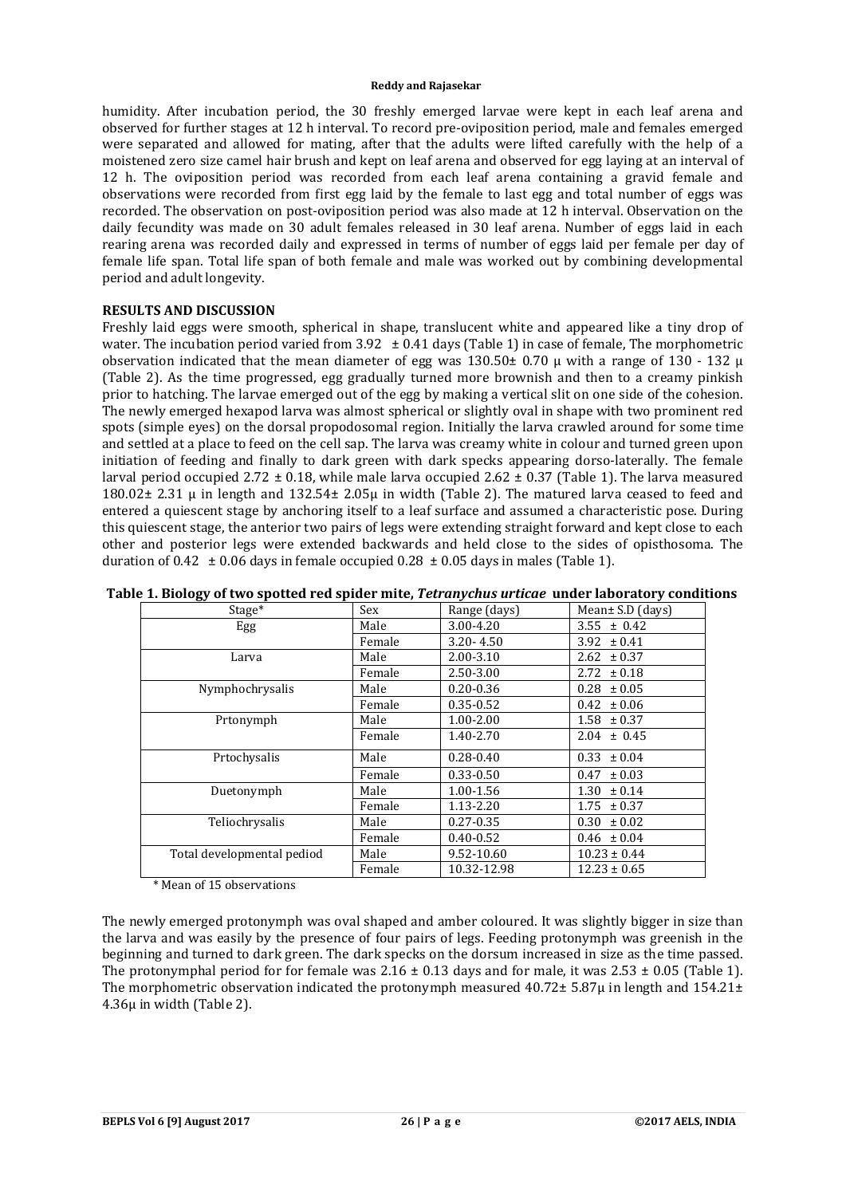humidity. After incubation period, the 30 freshly emerged larvae were kept in each leaf arena and observed for further stages at 12 h interval. To record pre-oviposition period, male and females emerged were separated and allowed for mating, after that the adults were lifted carefully with the help of a moistened zero size camel hair brush and kept on leaf arena and observed for egg laying at an interval of 12 h. The oviposition period was recorded from each leaf arena containing a gravid female and observations were recorded from first egg laid by the female to last egg and total number of eggs was recorded. The observation on post-oviposition period was also made at 12 h interval. Observation on the daily fecundity was made on 30 adult females released in 30 leaf arena. Number of eggs laid in each rearing arena was recorded daily and expressed in terms of number of eggs laid per female per day of female life span. Total life span of both female and male was worked out by combining developmental period and adult longevity.

## RESULTS AND DISCUSSION

Freshly laid eggs were smooth, spherical in shape, translucent white and appeared like a tiny drop of water. The incubation period varied from 3.92 ± 0.41 days (Table 1) in case of female, The morphometric observation indicated that the mean diameter of egg was 130.50± 0.70 μ with a range of 130 - 132 μ (Table 2). As the time progressed, egg gradually turned more brownish and then to a creamy pinkish prior to hatching. The larvae emerged out of the egg by making a vertical slit on one side of the cohesion. The newly emerged hexapod larva was almost spherical or slightly oval in shape with two prominent red spots (simple eyes) on the dorsal propodosomal region. Initially the larva crawled around for some time and settled at a place to feed on the cell sap. The larva was creamy white in colour and turned green upon initiation of feeding and finally to dark green with dark specks appearing dorso-laterally. The female larval period occupied 2.72 ± 0.18, while male larva occupied 2.62 ± 0.37 (Table 1). The larva measured 180.02± 2.31 μ in length and 132.54± 2.05μ in width (Table 2). The matured larva ceased to feed and entered a quiescent stage by anchoring itself to a leaf surface and assumed a characteristic pose. During this quiescent stage, the anterior two pairs of legs were extending straight forward and kept close to each other and posterior legs were extended backwards and held close to the sides of opisthosoma. The duration of 0.42 ± 0.06 days in female occupied 0.28 ± 0.05 days in males (Table 1).

**Table 1. Biology of two spotted red spider mite, *Tetranychus urticae* under laboratory conditions**

| Stage* | Sex | Range (days) | Mean± S.D (days) |
|---|---|---|---|
| Egg | Male | 3.00-4.20 | 3.55 ± 0.42 |
| | Female | 3.20- 4.50 | 3.92 ± 0.41 |
| Larva | Male | 2.00-3.10 | 2.62 ± 0.37 |
| | Female | 2.50-3.00 | 2.72 ± 0.18 |
| Nymphochrysalis | Male | 0.20-0.36 | 0.28 ± 0.05 |
| | Female | 0.35-0.52 | 0.42 ± 0.06 |
| Prtonymph | Male | 1.00-2.00 | 1.58 ± 0.37 |
| | Female | 1.40-2.70 | 2.04 ± 0.45 |
| Prtochysalis | Male | 0.28-0.40 | 0.33 ± 0.04 |
| | Female | 0.33-0.50 | 0.47 ± 0.03 |
| Duetonymph | Male | 1.00-1.56 | 1.30 ± 0.14 |
| | Female | 1.13-2.20 | 1.75 ± 0.37 |
| Teliochrysalis | Male | 0.27-0.35 | 0.30 ± 0.02 |
| | Female | 0.40-0.52 | 0.46 ± 0.04 |
| Total developmental pediod | Male | 9.52-10.60 | 10.23 ± 0.44 |
| | Female | 10.32-12.98 | 12.23 ± 0.65 |

\* Mean of 15 observations

The newly emerged protonymph was oval shaped and amber coloured. It was slightly bigger in size than the larva and was easily by the presence of four pairs of legs. Feeding protonymph was greenish in the beginning and turned to dark green. The dark specks on the dorsum increased in size as the time passed. The protonymphal period for for female was 2.16 ± 0.13 days and for male, it was 2.53 ± 0.05 (Table 1). The morphometric observation indicated the protonymph measured 40.72± 5.87μ in length and 154.21± 4.36μ in width (Table 2).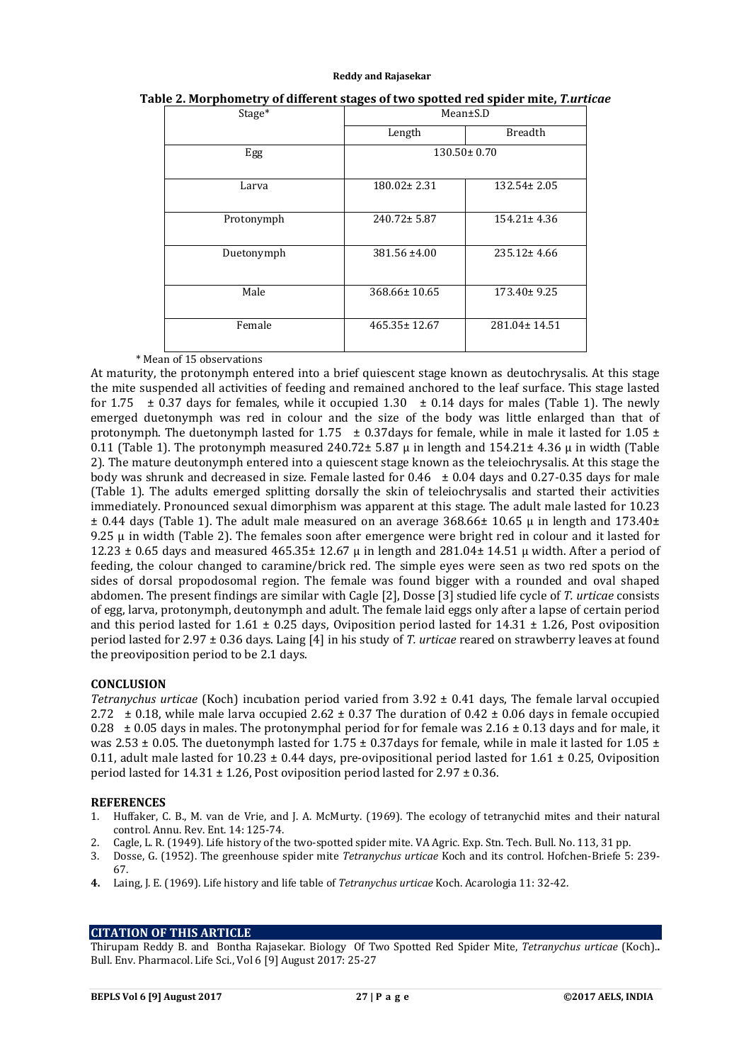**Table 2. Morphometry of different stages of two spotted red spider mite, *T.urticae***

| Stage* | Mean±S.D | |
|---|---|---|
| | Length | Breadth |
| Egg | 130.50± 0.70 | |
| Larva | 180.02± 2.31 | 132.54± 2.05 |
| Protonymph | 240.72± 5.87 | 154.21± 4.36 |
| Duetonymph | 381.56 ±4.00 | 235.12± 4.66 |
| Male | 368.66± 10.65 | 173.40± 9.25 |
| Female | 465.35± 12.67 | 281.04± 14.51 |

\* Mean of 15 observations

At maturity, the protonymph entered into a brief quiescent stage known as deutochrysalis. At this stage the mite suspended all activities of feeding and remained anchored to the leaf surface. This stage lasted for 1.75 ± 0.37 days for females, while it occupied 1.30 ± 0.14 days for males (Table 1). The newly emerged duetonymph was red in colour and the size of the body was little enlarged than that of protonymph. The duetonymph lasted for 1.75 ± 0.37days for female, while in male it lasted for 1.05 ± 0.11 (Table 1). The protonymph measured 240.72± 5.87 µ in length and 154.21± 4.36 µ in width (Table 2). The mature deutonymph entered into a quiescent stage known as the teleiochrysalis. At this stage the body was shrunk and decreased in size. Female lasted for 0.46 ± 0.04 days and 0.27-0.35 days for male (Table 1). The adults emerged splitting dorsally the skin of teleiochrysalis and started their activities immediately. Pronounced sexual dimorphism was apparent at this stage. The adult male lasted for 10.23 ± 0.44 days (Table 1). The adult male measured on an average 368.66± 10.65 µ in length and 173.40± 9.25 µ in width (Table 2). The females soon after emergence were bright red in colour and it lasted for 12.23 ± 0.65 days and measured 465.35± 12.67 µ in length and 281.04± 14.51 µ width. After a period of feeding, the colour changed to caramine/brick red. The simple eyes were seen as two red spots on the sides of dorsal propodosomal region. The female was found bigger with a rounded and oval shaped abdomen. The present findings are similar with Cagle [2], Dosse [3] studied life cycle of *T. urticae* consists of egg, larva, protonymph, deutonymph and adult. The female laid eggs only after a lapse of certain period and this period lasted for 1.61 ± 0.25 days, Oviposition period lasted for 14.31 ± 1.26, Post oviposition period lasted for 2.97 ± 0.36 days. Laing [4] in his study of *T. urticae* reared on strawberry leaves at found the preoviposition period to be 2.1 days.

## CONCLUSION

*Tetranychus urticae* (Koch) incubation period varied from 3.92 ± 0.41 days, The female larval occupied 2.72 ± 0.18, while male larva occupied 2.62 ± 0.37 The duration of 0.42 ± 0.06 days in female occupied 0.28 ± 0.05 days in males. The protonymphal period for for female was 2.16 ± 0.13 days and for male, it was 2.53 ± 0.05. The duetonymph lasted for 1.75 ± 0.37days for female, while in male it lasted for 1.05 ± 0.11, adult male lasted for 10.23 ± 0.44 days, pre-ovipositional period lasted for 1.61 ± 0.25, Oviposition period lasted for 14.31 ± 1.26, Post oviposition period lasted for 2.97 ± 0.36.

## REFERENCES

1. Huffaker, C. B., M. van de Vrie, and J. A. McMurty. (1969). The ecology of tetranychid mites and their natural control. Annu. Rev. Ent. 14: 125-74.
2. Cagle, L. R. (1949). Life history of the two-spotted spider mite. VA Agric. Exp. Stn. Tech. Bull. No. 113, 31 pp.
3. Dosse, G. (1952). The greenhouse spider mite *Tetranychus urticae* Koch and its control. Hofchen-Briefe 5: 239-67.
4. Laing, J. E. (1969). Life history and life table of *Tetranychus urticae* Koch. Acarologia 11: 32-42.

**CITATION OF THIS ARTICLE**

Thirupam Reddy B. and Bontha Rajasekar. Biology Of Two Spotted Red Spider Mite, *Tetranychus urticae* (Koch).. Bull. Env. Pharmacol. Life Sci., Vol 6 [9] August 2017: 25-27